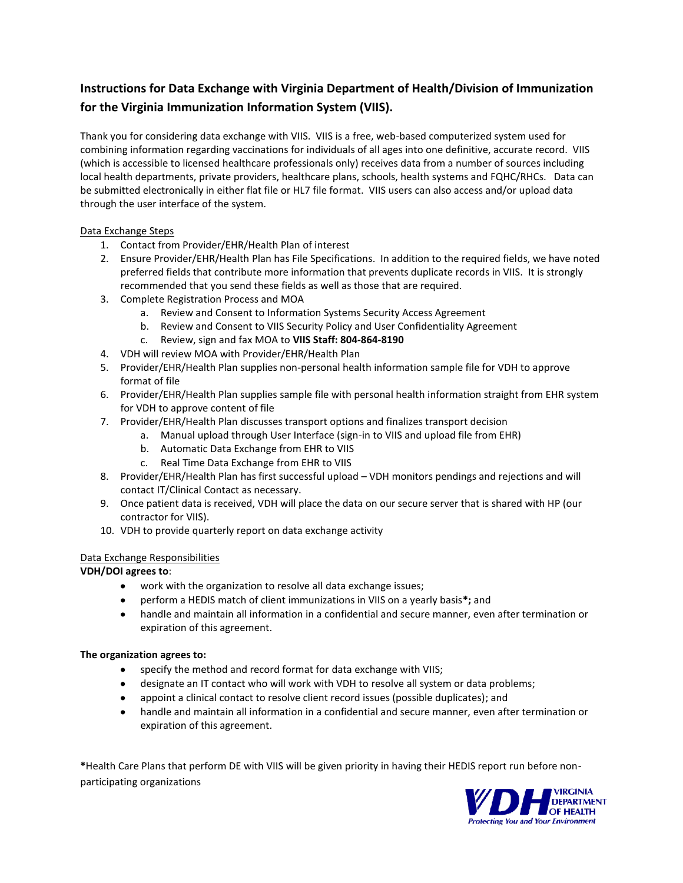## Instructions for Data Exchange with Virginia Department of Health/Division of Immunization for the Virginia Immunization Information System (VIIS).

Thank you for considering data exchange with VIIS. VIIS is a free, web-based computerized system used for combining information regarding vaccinations for individuals of all ages into one definitive, accurate record. VIIS (which is accessible to licensed healthcare professionals only) receives data from a number of sources including local health departments, private providers, healthcare plans, schools, health systems and FQHC/RHCs. Data can be submitted electronically in either flat file or HL7 file format. VIIS users can also access and/or upload data through the user interface of the system.

<u>Data Exchange Steps</u>

1. Contact from Provider/EHR/Health Plan of interest
2. Ensure Provider/EHR/Health Plan has File Specifications. In addition to the required fields, we have noted preferred fields that contribute more information that prevents duplicate records in VIIS. It is strongly recommended that you send these fields as well as those that are required.
3. Complete Registration Process and MOA
   a. Review and Consent to Information Systems Security Access Agreement
   b. Review and Consent to VIIS Security Policy and User Confidentiality Agreement
   c. Review, sign and fax MOA to **VIIS Staff: 804-864-8190**
4. VDH will review MOA with Provider/EHR/Health Plan
5. Provider/EHR/Health Plan supplies non-personal health information sample file for VDH to approve format of file
6. Provider/EHR/Health Plan supplies sample file with personal health information straight from EHR system for VDH to approve content of file
7. Provider/EHR/Health Plan discusses transport options and finalizes transport decision
   a. Manual upload through User Interface (sign-in to VIIS and upload file from EHR)
   b. Automatic Data Exchange from EHR to VIIS
   c. Real Time Data Exchange from EHR to VIIS
8. Provider/EHR/Health Plan has first successful upload – VDH monitors pendings and rejections and will contact IT/Clinical Contact as necessary.
9. Once patient data is received, VDH will place the data on our secure server that is shared with HP (our contractor for VIIS).
10. VDH to provide quarterly report on data exchange activity

<u>Data Exchange Responsibilities</u>

**VDH/DOI agrees to**:

- work with the organization to resolve all data exchange issues;
- perform a HEDIS match of client immunizations in VIIS on a yearly basis**\*;** and
- handle and maintain all information in a confidential and secure manner, even after termination or expiration of this agreement.

**The organization agrees to:**

- specify the method and record format for data exchange with VIIS;
- designate an IT contact who will work with VDH to resolve all system or data problems;
- appoint a clinical contact to resolve client record issues (possible duplicates); and
- handle and maintain all information in a confidential and secure manner, even after termination or expiration of this agreement.

**\***Health Care Plans that perform DE with VIIS will be given priority in having their HEDIS report run before non-participating organizations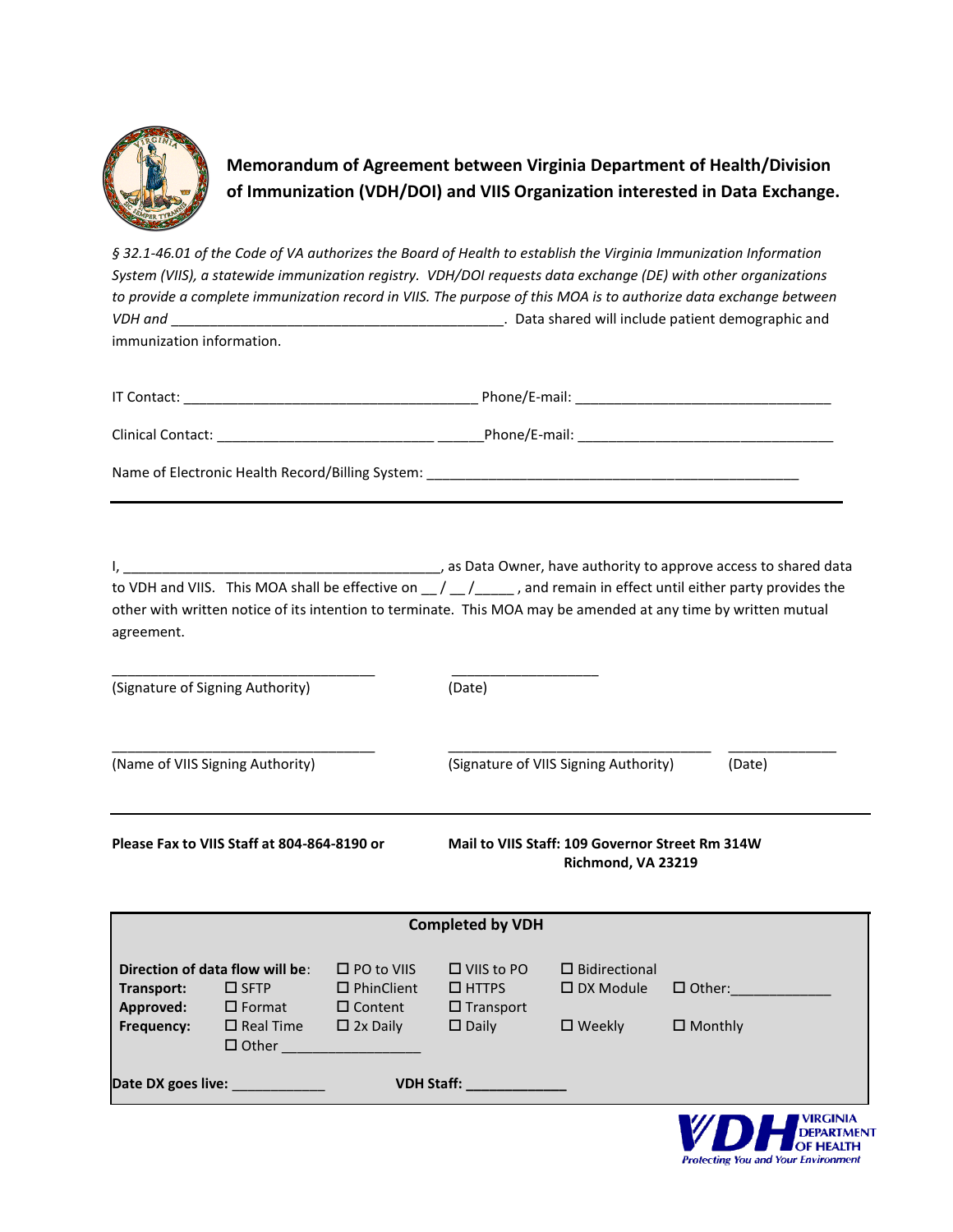# Memorandum of Agreement between Virginia Department of Health/Division of Immunization (VDH/DOI) and VIIS Organization interested in Data Exchange.

*§ 32.1-46.01 of the Code of VA authorizes the Board of Health to establish the Virginia Immunization Information System (VIIS), a statewide immunization registry. VDH/DOI requests data exchange (DE) with other organizations to provide a complete immunization record in VIIS. The purpose of this MOA is to authorize data exchange between VDH and* ___________________________________________. Data shared will include patient demographic and immunization information.

IT Contact: ______________________________________ Phone/E-mail: _________________________________

Clinical Contact: ____________________________ ______Phone/E-mail: _________________________________

Name of Electronic Health Record/Billing System: ________________________________________________

---

I, _________________________________________, as Data Owner, have authority to approve access to shared data to VDH and VIIS. This MOA shall be effective on __ / __ /_____ , and remain in effect until either party provides the other with written notice of its intention to terminate. This MOA may be amended at any time by written mutual agreement.

__________________________________ ___________________

(Signature of Signing Authority) (Date)

__________________________________ __________________________________ ______________

(Name of VIIS Signing Authority) (Signature of VIIS Signing Authority) (Date)

---

**Please Fax to VIIS Staff at 804-864-8190 or**

**Mail to VIIS Staff: 109 Governor Street Rm 314W Richmond, VA 23219**

**Completed by VDH**

| | | | | | |
|---|---|---|---|---|---|
| **Direction of data flow will be:** | | ☐ PO to VIIS | ☐ VIIS to PO | ☐ Bidirectional | |
| **Transport:** | ☐ SFTP | ☐ PhinClient | ☐ HTTPS | ☐ DX Module | ☐ Other:____________ |
| **Approved:** | ☐ Format | ☐ Content | ☐ Transport | | |
| **Frequency:** | ☐ Real Time | ☐ 2x Daily | ☐ Daily | ☐ Weekly | ☐ Monthly |
| | ☐ Other _________________ | | | | |

**Date DX goes live:** ___________ **VDH Staff:** ____________

VIRGINIA DEPARTMENT OF HEALTH
*Protecting You and Your Environment*